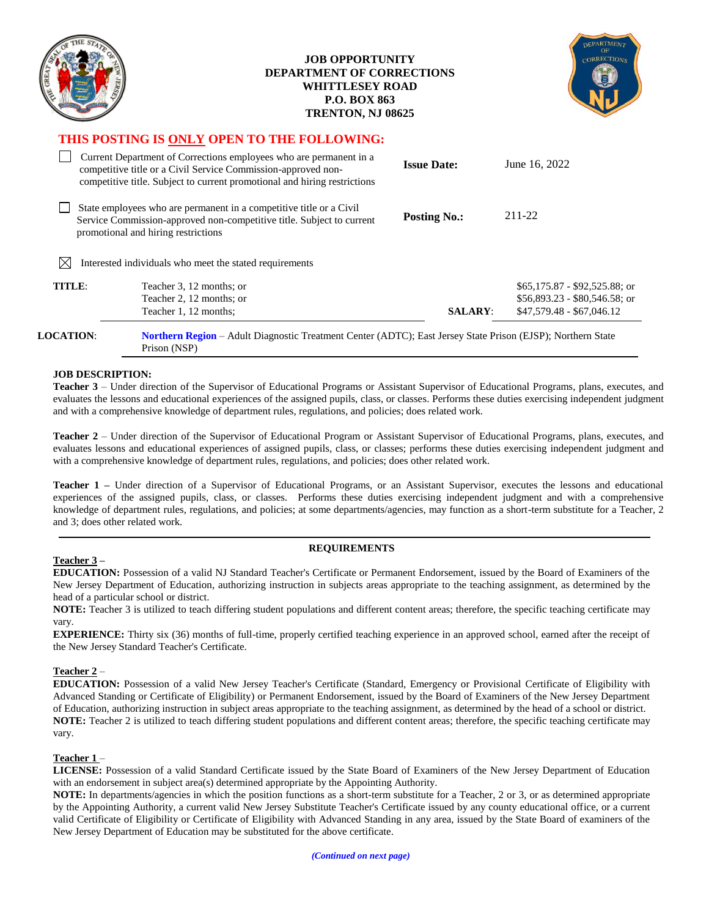# JOB OPPORTUNITY
## DEPARTMENT OF CORRECTIONS
**WHITTLESEY ROAD**
**P.O. BOX 863**
**TRENTON, NJ 08625**

## THIS POSTING IS ONLY OPEN TO THE FOLLOWING:

- ☐ Current Department of Corrections employees who are permanent in a competitive title or a Civil Service Commission-approved non-competitive title. Subject to current promotional and hiring restrictions
- ☐ State employees who are permanent in a competitive title or a Civil Service Commission-approved non-competitive title. Subject to current promotional and hiring restrictions
- ☒ Interested individuals who meet the stated requirements

**Issue Date:** June 16, 2022

**Posting No.:** 211-22

**TITLE:** Teacher 3, 12 months; or
Teacher 2, 12 months; or
Teacher 1, 12 months;

**SALARY:** $65,175.87 - $92,525.88; or
$56,893.23 - $80,546.58; or
$47,579.48 - $67,046.12

**LOCATION:** **Northern Region** – Adult Diagnostic Treatment Center (ADTC); East Jersey State Prison (EJSP); Northern State Prison (NSP)

### JOB DESCRIPTION:

**Teacher 3** – Under direction of the Supervisor of Educational Programs or Assistant Supervisor of Educational Programs, plans, executes, and evaluates the lessons and educational experiences of the assigned pupils, class, or classes. Performs these duties exercising independent judgment and with a comprehensive knowledge of department rules, regulations, and policies; does related work.

**Teacher 2** – Under direction of the Supervisor of Educational Program or Assistant Supervisor of Educational Programs, plans, executes, and evaluates lessons and educational experiences of assigned pupils, class, or classes; performs these duties exercising independent judgment and with a comprehensive knowledge of department rules, regulations, and policies; does other related work.

**Teacher 1 –** Under direction of a Supervisor of Educational Programs, or an Assistant Supervisor, executes the lessons and educational experiences of the assigned pupils, class, or classes. Performs these duties exercising independent judgment and with a comprehensive knowledge of department rules, regulations, and policies; at some departments/agencies, may function as a short-term substitute for a Teacher, 2 and 3; does other related work.

### REQUIREMENTS

**Teacher 3 –**

**EDUCATION:** Possession of a valid NJ Standard Teacher's Certificate or Permanent Endorsement, issued by the Board of Examiners of the New Jersey Department of Education, authorizing instruction in subjects areas appropriate to the teaching assignment, as determined by the head of a particular school or district.

**NOTE:** Teacher 3 is utilized to teach differing student populations and different content areas; therefore, the specific teaching certificate may vary.

**EXPERIENCE:** Thirty six (36) months of full-time, properly certified teaching experience in an approved school, earned after the receipt of the New Jersey Standard Teacher's Certificate.

**Teacher 2** –

**EDUCATION:** Possession of a valid New Jersey Teacher's Certificate (Standard, Emergency or Provisional Certificate of Eligibility with Advanced Standing or Certificate of Eligibility) or Permanent Endorsement, issued by the Board of Examiners of the New Jersey Department of Education, authorizing instruction in subject areas appropriate to the teaching assignment, as determined by the head of a school or district.

**NOTE:** Teacher 2 is utilized to teach differing student populations and different content areas; therefore, the specific teaching certificate may vary.

**Teacher 1** –

**LICENSE:** Possession of a valid Standard Certificate issued by the State Board of Examiners of the New Jersey Department of Education with an endorsement in subject area(s) determined appropriate by the Appointing Authority.

**NOTE:** In departments/agencies in which the position functions as a short-term substitute for a Teacher, 2 or 3, or as determined appropriate by the Appointing Authority, a current valid New Jersey Substitute Teacher's Certificate issued by any county educational office, or a current valid Certificate of Eligibility or Certificate of Eligibility with Advanced Standing in any area, issued by the State Board of examiners of the New Jersey Department of Education may be substituted for the above certificate.

***(Continued on next page)***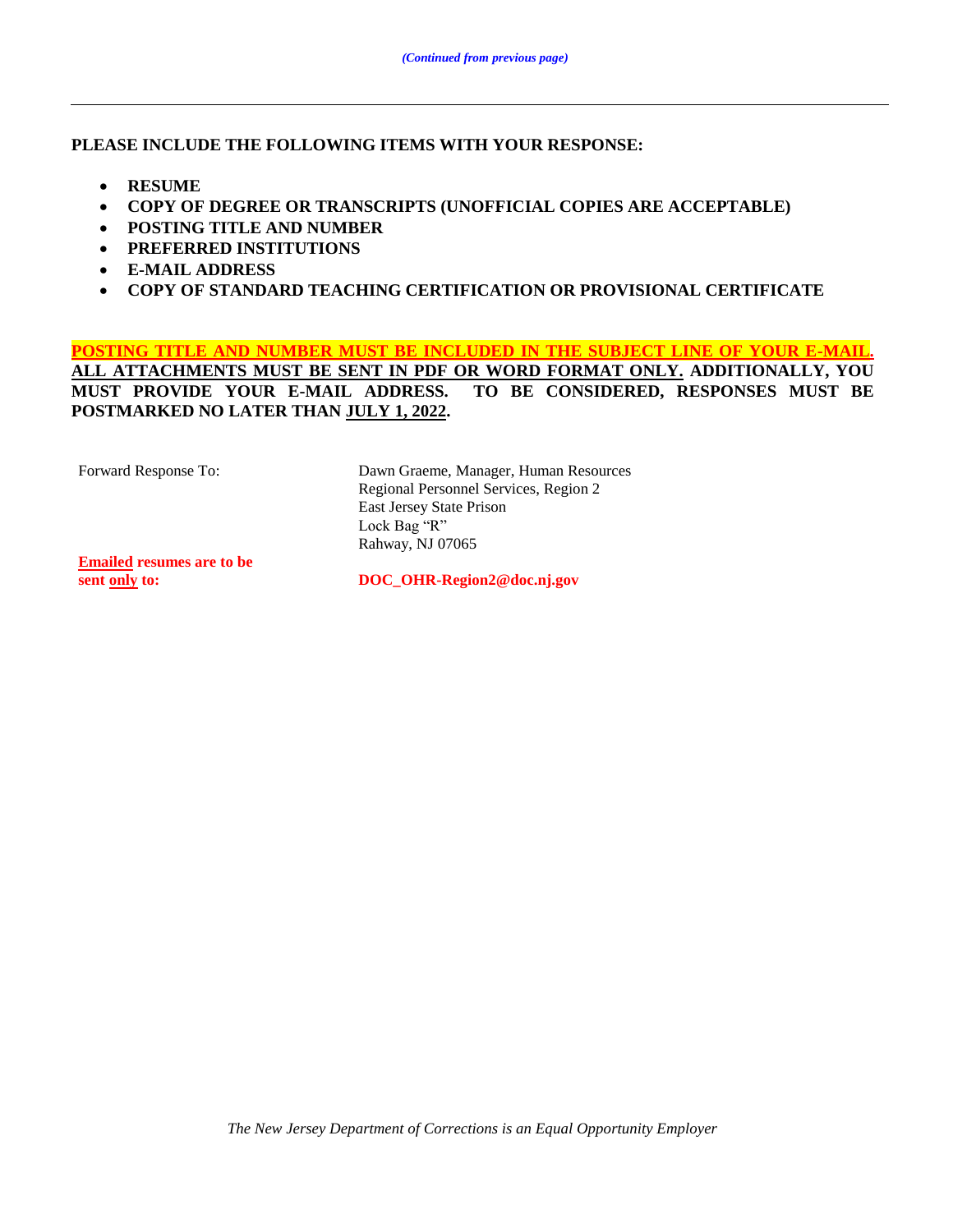*(Continued from previous page)*

---

**PLEASE INCLUDE THE FOLLOWING ITEMS WITH YOUR RESPONSE:**

- **RESUME**
- **COPY OF DEGREE OR TRANSCRIPTS (UNOFFICIAL COPIES ARE ACCEPTABLE)**
- **POSTING TITLE AND NUMBER**
- **PREFERRED INSTITUTIONS**
- **E-MAIL ADDRESS**
- **COPY OF STANDARD TEACHING CERTIFICATION OR PROVISIONAL CERTIFICATE**

**POSTING TITLE AND NUMBER MUST BE INCLUDED IN THE SUBJECT LINE OF YOUR E-MAIL. ALL ATTACHMENTS MUST BE SENT IN PDF OR WORD FORMAT ONLY. ADDITIONALLY, YOU MUST PROVIDE YOUR E-MAIL ADDRESS. TO BE CONSIDERED, RESPONSES MUST BE POSTMARKED NO LATER THAN JULY 1, 2022.**

Forward Response To:

Dawn Graeme, Manager, Human Resources
Regional Personnel Services, Region 2
East Jersey State Prison
Lock Bag "R"
Rahway, NJ 07065

**Emailed resumes are to be sent only to:** **DOC_OHR-Region2@doc.nj.gov**

*The New Jersey Department of Corrections is an Equal Opportunity Employer*